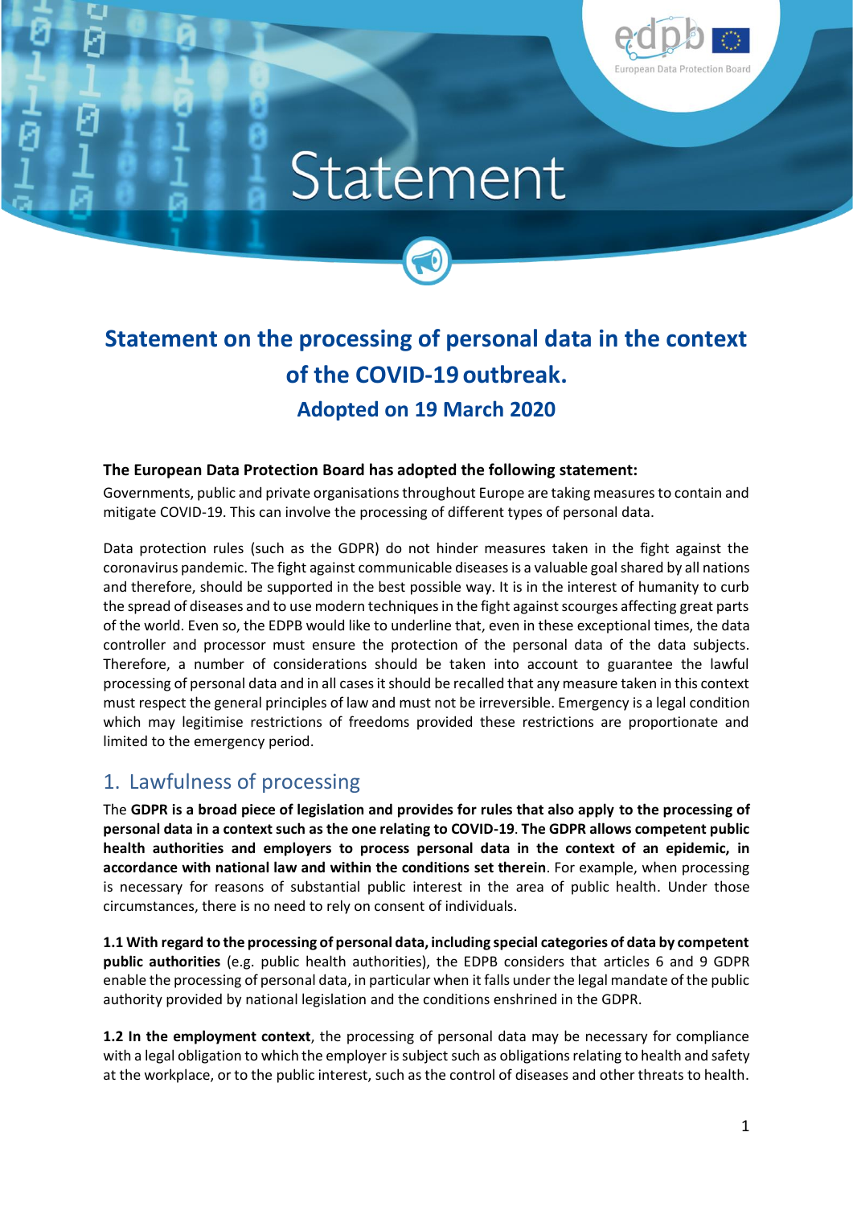# Statement

## Statement on the processing of personal data in the context of the COVID-19 outbreak.

### Adopted on 19 March 2020

**The European Data Protection Board has adopted the following statement:**

Governments, public and private organisations throughout Europe are taking measures to contain and mitigate COVID-19. This can involve the processing of different types of personal data.

Data protection rules (such as the GDPR) do not hinder measures taken in the fight against the coronavirus pandemic. The fight against communicable diseases is a valuable goal shared by all nations and therefore, should be supported in the best possible way. It is in the interest of humanity to curb the spread of diseases and to use modern techniques in the fight against scourges affecting great parts of the world. Even so, the EDPB would like to underline that, even in these exceptional times, the data controller and processor must ensure the protection of the personal data of the data subjects. Therefore, a number of considerations should be taken into account to guarantee the lawful processing of personal data and in all cases it should be recalled that any measure taken in this context must respect the general principles of law and must not be irreversible. Emergency is a legal condition which may legitimise restrictions of freedoms provided these restrictions are proportionate and limited to the emergency period.

## 1. Lawfulness of processing

The **GDPR is a broad piece of legislation and provides for rules that also apply to the processing of personal data in a context such as the one relating to COVID-19**. **The GDPR allows competent public health authorities and employers to process personal data in the context of an epidemic, in accordance with national law and within the conditions set therein**. For example, when processing is necessary for reasons of substantial public interest in the area of public health. Under those circumstances, there is no need to rely on consent of individuals.

**1.1 With regard to the processing of personal data, including special categories of data by competent public authorities** (e.g. public health authorities), the EDPB considers that articles 6 and 9 GDPR enable the processing of personal data, in particular when it falls under the legal mandate of the public authority provided by national legislation and the conditions enshrined in the GDPR.

**1.2 In the employment context**, the processing of personal data may be necessary for compliance with a legal obligation to which the employer is subject such as obligations relating to health and safety at the workplace, or to the public interest, such as the control of diseases and other threats to health.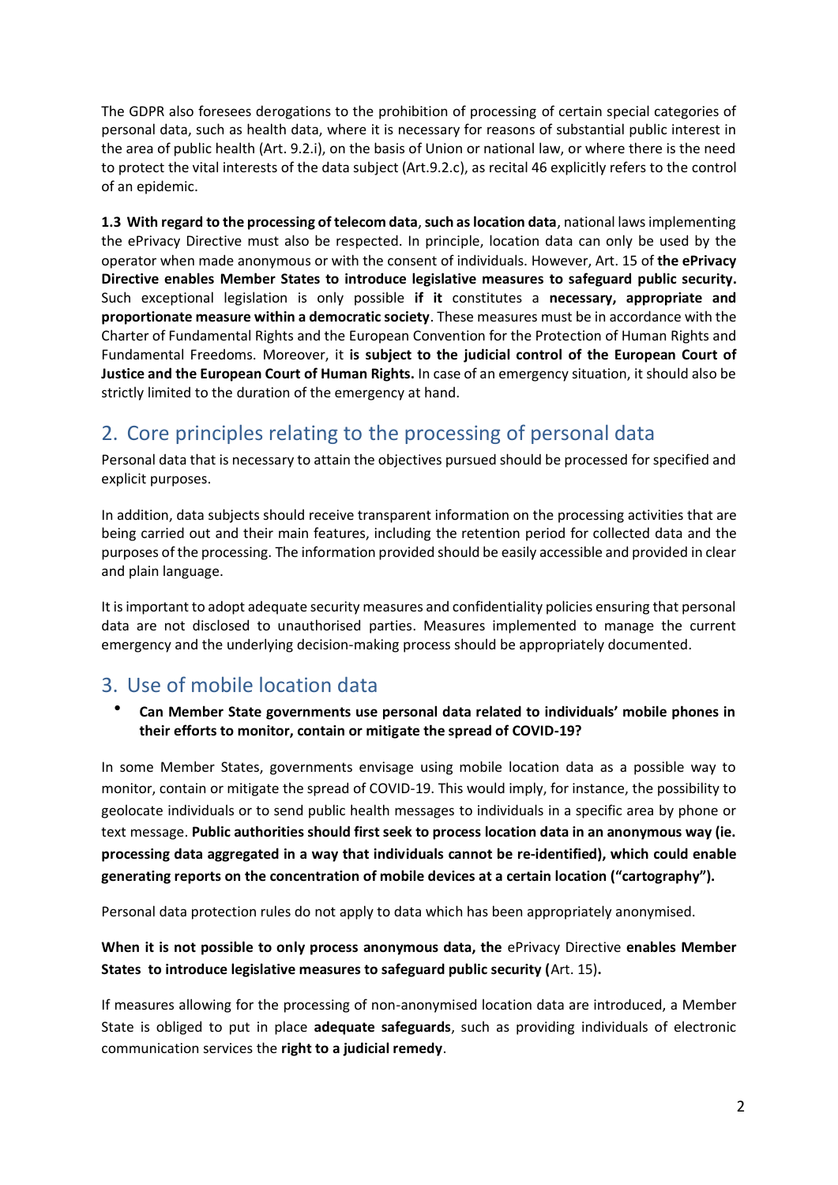The GDPR also foresees derogations to the prohibition of processing of certain special categories of personal data, such as health data, where it is necessary for reasons of substantial public interest in the area of public health (Art. 9.2.i), on the basis of Union or national law, or where there is the need to protect the vital interests of the data subject (Art.9.2.c), as recital 46 explicitly refers to the control of an epidemic.

**1.3 With regard to the processing of telecom data**, **such as location data**, national laws implementing the ePrivacy Directive must also be respected. In principle, location data can only be used by the operator when made anonymous or with the consent of individuals. However, Art. 15 of **the ePrivacy Directive enables Member States to introduce legislative measures to safeguard public security.** Such exceptional legislation is only possible **if it** constitutes a **necessary, appropriate and proportionate measure within a democratic society**. These measures must be in accordance with the Charter of Fundamental Rights and the European Convention for the Protection of Human Rights and Fundamental Freedoms. Moreover, it **is subject to the judicial control of the European Court of Justice and the European Court of Human Rights.** In case of an emergency situation, it should also be strictly limited to the duration of the emergency at hand.

## 2. Core principles relating to the processing of personal data

Personal data that is necessary to attain the objectives pursued should be processed for specified and explicit purposes.

In addition, data subjects should receive transparent information on the processing activities that are being carried out and their main features, including the retention period for collected data and the purposes of the processing. The information provided should be easily accessible and provided in clear and plain language.

It is important to adopt adequate security measures and confidentiality policies ensuring that personal data are not disclosed to unauthorised parties. Measures implemented to manage the current emergency and the underlying decision-making process should be appropriately documented.

## 3. Use of mobile location data

- **Can Member State governments use personal data related to individuals' mobile phones in their efforts to monitor, contain or mitigate the spread of COVID-19?**

In some Member States, governments envisage using mobile location data as a possible way to monitor, contain or mitigate the spread of COVID-19. This would imply, for instance, the possibility to geolocate individuals or to send public health messages to individuals in a specific area by phone or text message. **Public authorities should first seek to process location data in an anonymous way (ie. processing data aggregated in a way that individuals cannot be re-identified), which could enable generating reports on the concentration of mobile devices at a certain location ("cartography").**

Personal data protection rules do not apply to data which has been appropriately anonymised.

**When it is not possible to only process anonymous data, the** ePrivacy Directive **enables Member States to introduce legislative measures to safeguard public security (**Art. 15)**.**

If measures allowing for the processing of non-anonymised location data are introduced, a Member State is obliged to put in place **adequate safeguards**, such as providing individuals of electronic communication services the **right to a judicial remedy**.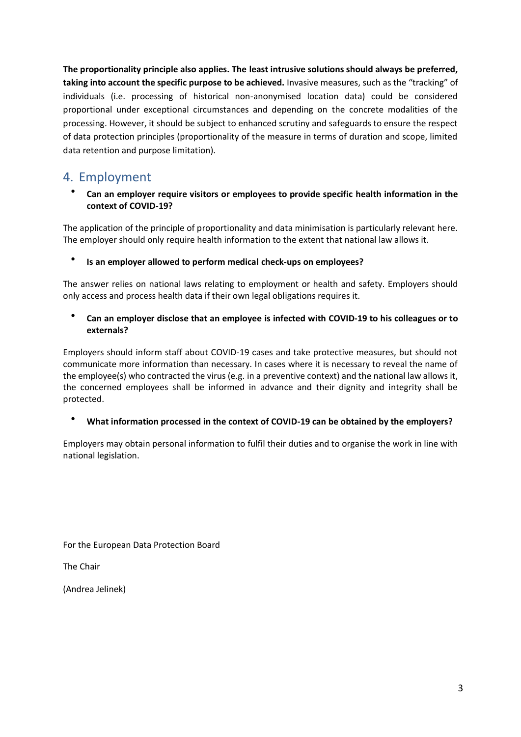**The proportionality principle also applies. The least intrusive solutions should always be preferred, taking into account the specific purpose to be achieved.** Invasive measures, such as the "tracking" of individuals (i.e. processing of historical non-anonymised location data) could be considered proportional under exceptional circumstances and depending on the concrete modalities of the processing. However, it should be subject to enhanced scrutiny and safeguards to ensure the respect of data protection principles (proportionality of the measure in terms of duration and scope, limited data retention and purpose limitation).

## 4. Employment

- **Can an employer require visitors or employees to provide specific health information in the context of COVID-19?**

The application of the principle of proportionality and data minimisation is particularly relevant here. The employer should only require health information to the extent that national law allows it.

- **Is an employer allowed to perform medical check-ups on employees?**

The answer relies on national laws relating to employment or health and safety. Employers should only access and process health data if their own legal obligations requires it.

- **Can an employer disclose that an employee is infected with COVID-19 to his colleagues or to externals?**

Employers should inform staff about COVID-19 cases and take protective measures, but should not communicate more information than necessary. In cases where it is necessary to reveal the name of the employee(s) who contracted the virus (e.g. in a preventive context) and the national law allows it, the concerned employees shall be informed in advance and their dignity and integrity shall be protected.

- **What information processed in the context of COVID-19 can be obtained by the employers?**

Employers may obtain personal information to fulfil their duties and to organise the work in line with national legislation.

For the European Data Protection Board

The Chair

(Andrea Jelinek)